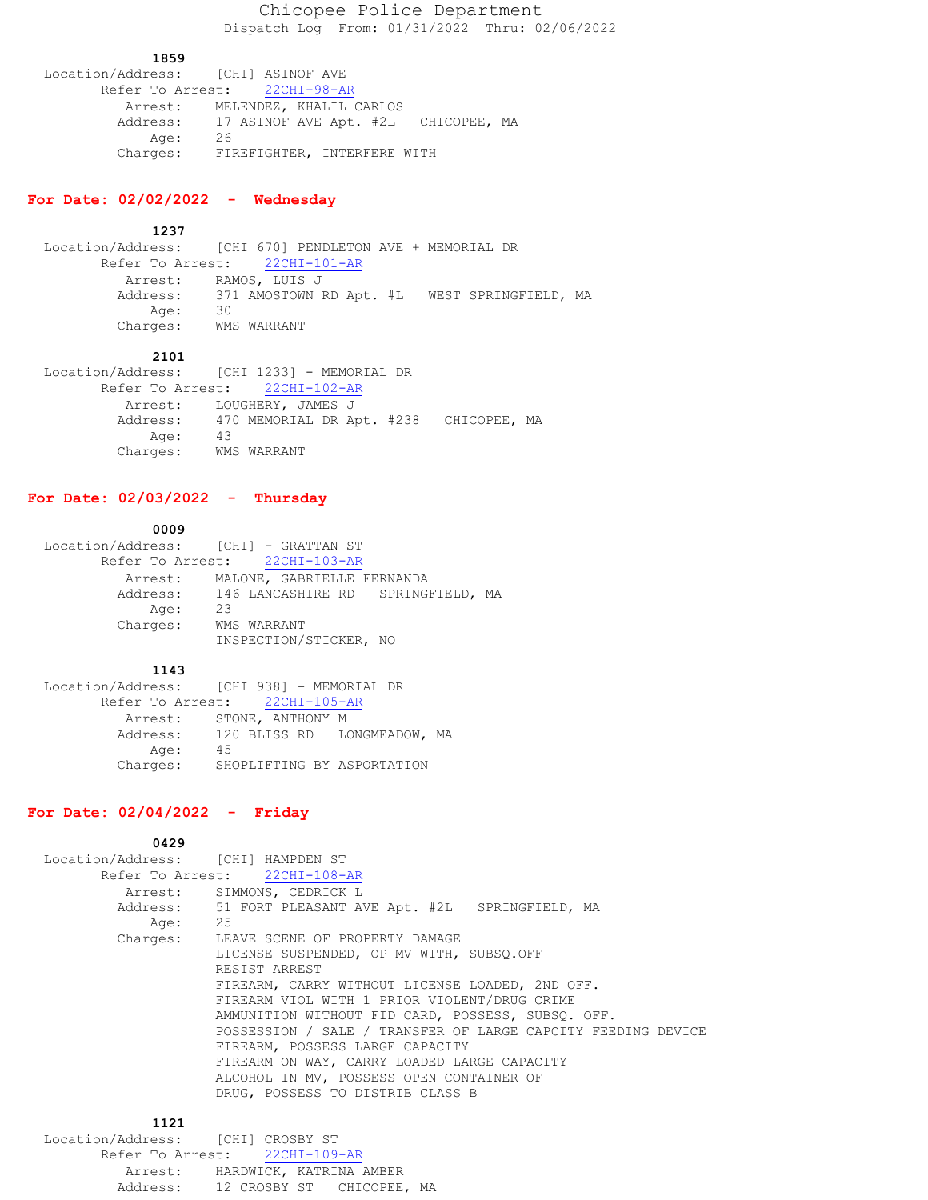# Chicopee Police Department

Dispatch Log From: 01/31/2022 Thru: 02/06/2022

**1859**

Location/Address: [CHI] ASINOF AVE
Refer To Arrest: 22CHI-98-AR
Arrest: MELENDEZ, KHALIL CARLOS
Address: 17 ASINOF AVE Apt. #2L CHICOPEE, MA
Age: 26
Charges: FIREFIGHTER, INTERFERE WITH

## For Date: 02/02/2022 - Wednesday

**1237**

Location/Address: [CHI 670] PENDLETON AVE + MEMORIAL DR
Refer To Arrest: 22CHI-101-AR
Arrest: RAMOS, LUIS J
Address: 371 AMOSTOWN RD Apt. #L WEST SPRINGFIELD, MA
Age: 30
Charges: WMS WARRANT

**2101**

Location/Address: [CHI 1233] - MEMORIAL DR
Refer To Arrest: 22CHI-102-AR
Arrest: LOUGHERY, JAMES J
Address: 470 MEMORIAL DR Apt. #238 CHICOPEE, MA
Age: 43
Charges: WMS WARRANT

## For Date: 02/03/2022 - Thursday

**0009**

Location/Address: [CHI] - GRATTAN ST
Refer To Arrest: 22CHI-103-AR
Arrest: MALONE, GABRIELLE FERNANDA
Address: 146 LANCASHIRE RD SPRINGFIELD, MA
Age: 23
Charges: WMS WARRANT
INSPECTION/STICKER, NO

**1143**

Location/Address: [CHI 938] - MEMORIAL DR
Refer To Arrest: 22CHI-105-AR
Arrest: STONE, ANTHONY M
Address: 120 BLISS RD LONGMEADOW, MA
Age: 45
Charges: SHOPLIFTING BY ASPORTATION

## For Date: 02/04/2022 - Friday

**0429**

Location/Address: [CHI] HAMPDEN ST
Refer To Arrest: 22CHI-108-AR
Arrest: SIMMONS, CEDRICK L
Address: 51 FORT PLEASANT AVE Apt. #2L SPRINGFIELD, MA
Age: 25
Charges: LEAVE SCENE OF PROPERTY DAMAGE
LICENSE SUSPENDED, OP MV WITH, SUBSQ.OFF
RESIST ARREST
FIREARM, CARRY WITHOUT LICENSE LOADED, 2ND OFF.
FIREARM VIOL WITH 1 PRIOR VIOLENT/DRUG CRIME
AMMUNITION WITHOUT FID CARD, POSSESS, SUBSQ. OFF.
POSSESSION / SALE / TRANSFER OF LARGE CAPCITY FEEDING DEVICE
FIREARM, POSSESS LARGE CAPACITY
FIREARM ON WAY, CARRY LOADED LARGE CAPACITY
ALCOHOL IN MV, POSSESS OPEN CONTAINER OF
DRUG, POSSESS TO DISTRIB CLASS B

**1121**

Location/Address: [CHI] CROSBY ST
Refer To Arrest: 22CHI-109-AR
Arrest: HARDWICK, KATRINA AMBER
Address: 12 CROSBY ST CHICOPEE, MA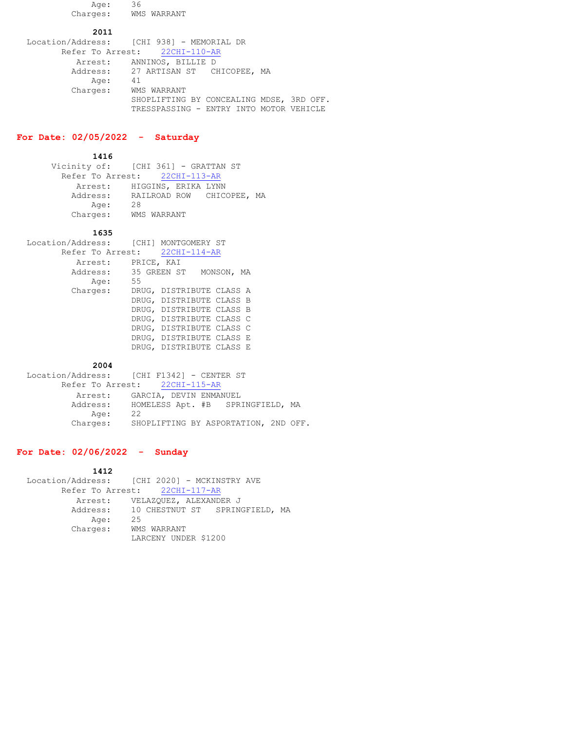Age: 36
Charges: WMS WARRANT

**2011**

Location/Address: [CHI 938] - MEMORIAL DR
Refer To Arrest: 22CHI-110-AR
Arrest: ANNINOS, BILLIE D
Address: 27 ARTISAN ST CHICOPEE, MA
Age: 41
Charges: WMS WARRANT
SHOPLIFTING BY CONCEALING MDSE, 3RD OFF.
TRESSPASSING - ENTRY INTO MOTOR VEHICLE

## For Date: 02/05/2022 - Saturday

**1416**

Vicinity of: [CHI 361] - GRATTAN ST
Refer To Arrest: 22CHI-113-AR
Arrest: HIGGINS, ERIKA LYNN
Address: RAILROAD ROW CHICOPEE, MA
Age: 28
Charges: WMS WARRANT

**1635**

Location/Address: [CHI] MONTGOMERY ST
Refer To Arrest: 22CHI-114-AR
Arrest: PRICE, KAI
Address: 35 GREEN ST MONSON, MA
Age: 55
Charges: DRUG, DISTRIBUTE CLASS A
DRUG, DISTRIBUTE CLASS B
DRUG, DISTRIBUTE CLASS B
DRUG, DISTRIBUTE CLASS C
DRUG, DISTRIBUTE CLASS C
DRUG, DISTRIBUTE CLASS E
DRUG, DISTRIBUTE CLASS E

**2004**

Location/Address: [CHI F1342] - CENTER ST
Refer To Arrest: 22CHI-115-AR
Arrest: GARCIA, DEVIN ENMANUEL
Address: HOMELESS Apt. #B SPRINGFIELD, MA
Age: 22
Charges: SHOPLIFTING BY ASPORTATION, 2ND OFF.

## For Date: 02/06/2022 - Sunday

**1412**

Location/Address: [CHI 2020] - MCKINSTRY AVE
Refer To Arrest: 22CHI-117-AR
Arrest: VELAZQUEZ, ALEXANDER J
Address: 10 CHESTNUT ST SPRINGFIELD, MA
Age: 25
Charges: WMS WARRANT
LARCENY UNDER $1200